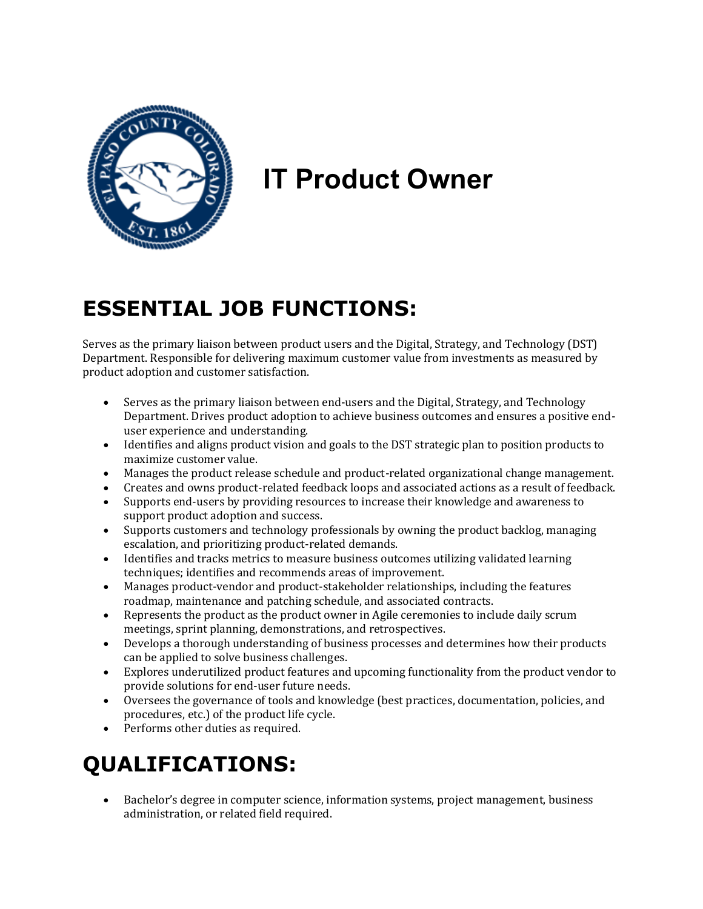# IT Product Owner

## ESSENTIAL JOB FUNCTIONS:

Serves as the primary liaison between product users and the Digital, Strategy, and Technology (DST) Department. Responsible for delivering maximum customer value from investments as measured by product adoption and customer satisfaction.

- Serves as the primary liaison between end-users and the Digital, Strategy, and Technology Department. Drives product adoption to achieve business outcomes and ensures a positive end-user experience and understanding.
- Identifies and aligns product vision and goals to the DST strategic plan to position products to maximize customer value.
- Manages the product release schedule and product-related organizational change management.
- Creates and owns product-related feedback loops and associated actions as a result of feedback.
- Supports end-users by providing resources to increase their knowledge and awareness to support product adoption and success.
- Supports customers and technology professionals by owning the product backlog, managing escalation, and prioritizing product-related demands.
- Identifies and tracks metrics to measure business outcomes utilizing validated learning techniques; identifies and recommends areas of improvement.
- Manages product-vendor and product-stakeholder relationships, including the features roadmap, maintenance and patching schedule, and associated contracts.
- Represents the product as the product owner in Agile ceremonies to include daily scrum meetings, sprint planning, demonstrations, and retrospectives.
- Develops a thorough understanding of business processes and determines how their products can be applied to solve business challenges.
- Explores underutilized product features and upcoming functionality from the product vendor to provide solutions for end-user future needs.
- Oversees the governance of tools and knowledge (best practices, documentation, policies, and procedures, etc.) of the product life cycle.
- Performs other duties as required.

## QUALIFICATIONS:

- Bachelor's degree in computer science, information systems, project management, business administration, or related field required.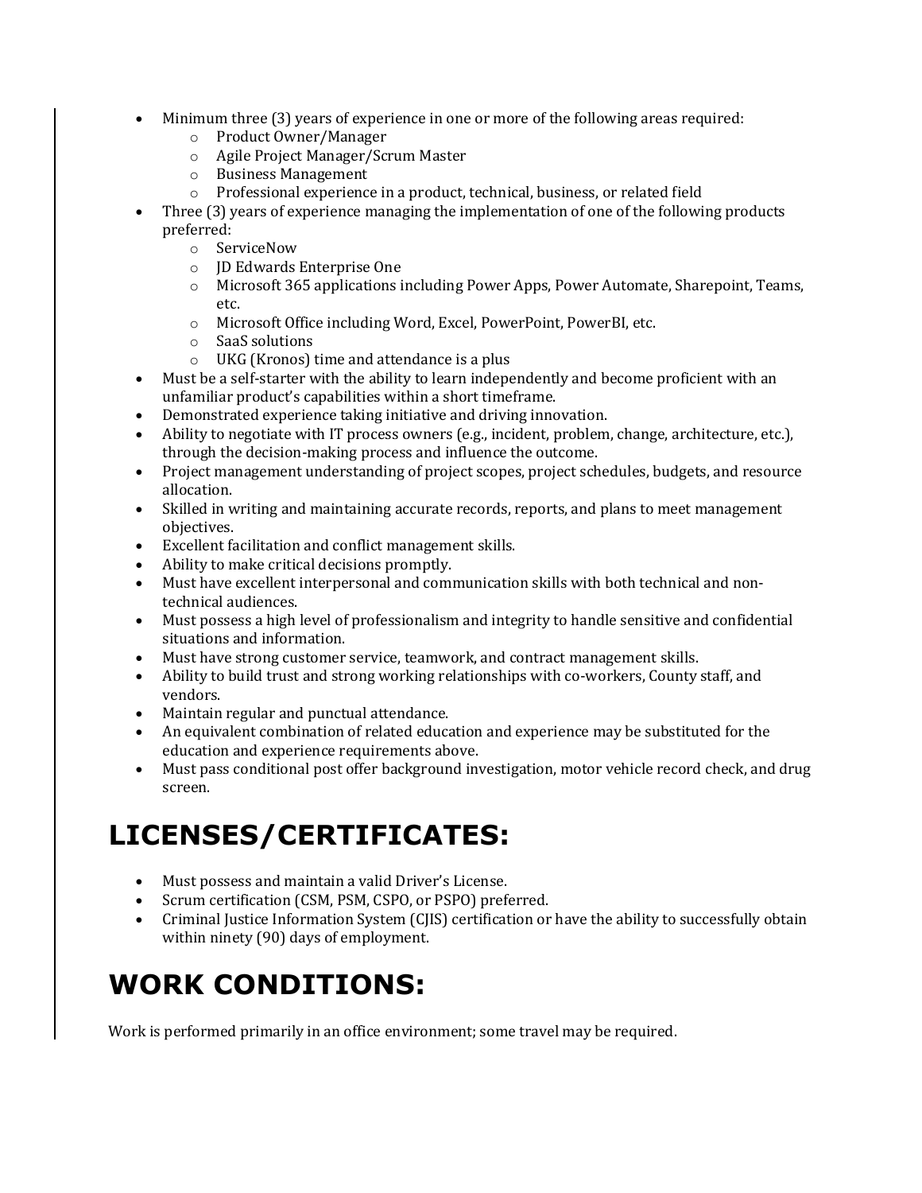- Minimum three (3) years of experience in one or more of the following areas required:
    - Product Owner/Manager
    - Agile Project Manager/Scrum Master
    - Business Management
    - Professional experience in a product, technical, business, or related field
- Three (3) years of experience managing the implementation of one of the following products preferred:
    - ServiceNow
    - JD Edwards Enterprise One
    - Microsoft 365 applications including Power Apps, Power Automate, Sharepoint, Teams, etc.
    - Microsoft Office including Word, Excel, PowerPoint, PowerBI, etc.
    - SaaS solutions
    - UKG (Kronos) time and attendance is a plus
- Must be a self-starter with the ability to learn independently and become proficient with an unfamiliar product's capabilities within a short timeframe.
- Demonstrated experience taking initiative and driving innovation.
- Ability to negotiate with IT process owners (e.g., incident, problem, change, architecture, etc.), through the decision-making process and influence the outcome.
- Project management understanding of project scopes, project schedules, budgets, and resource allocation.
- Skilled in writing and maintaining accurate records, reports, and plans to meet management objectives.
- Excellent facilitation and conflict management skills.
- Ability to make critical decisions promptly.
- Must have excellent interpersonal and communication skills with both technical and non-technical audiences.
- Must possess a high level of professionalism and integrity to handle sensitive and confidential situations and information.
- Must have strong customer service, teamwork, and contract management skills.
- Ability to build trust and strong working relationships with co-workers, County staff, and vendors.
- Maintain regular and punctual attendance.
- An equivalent combination of related education and experience may be substituted for the education and experience requirements above.
- Must pass conditional post offer background investigation, motor vehicle record check, and drug screen.

# LICENSES/CERTIFICATES:

- Must possess and maintain a valid Driver's License.
- Scrum certification (CSM, PSM, CSPO, or PSPO) preferred.
- Criminal Justice Information System (CJIS) certification or have the ability to successfully obtain within ninety (90) days of employment.

# WORK CONDITIONS:

Work is performed primarily in an office environment; some travel may be required.